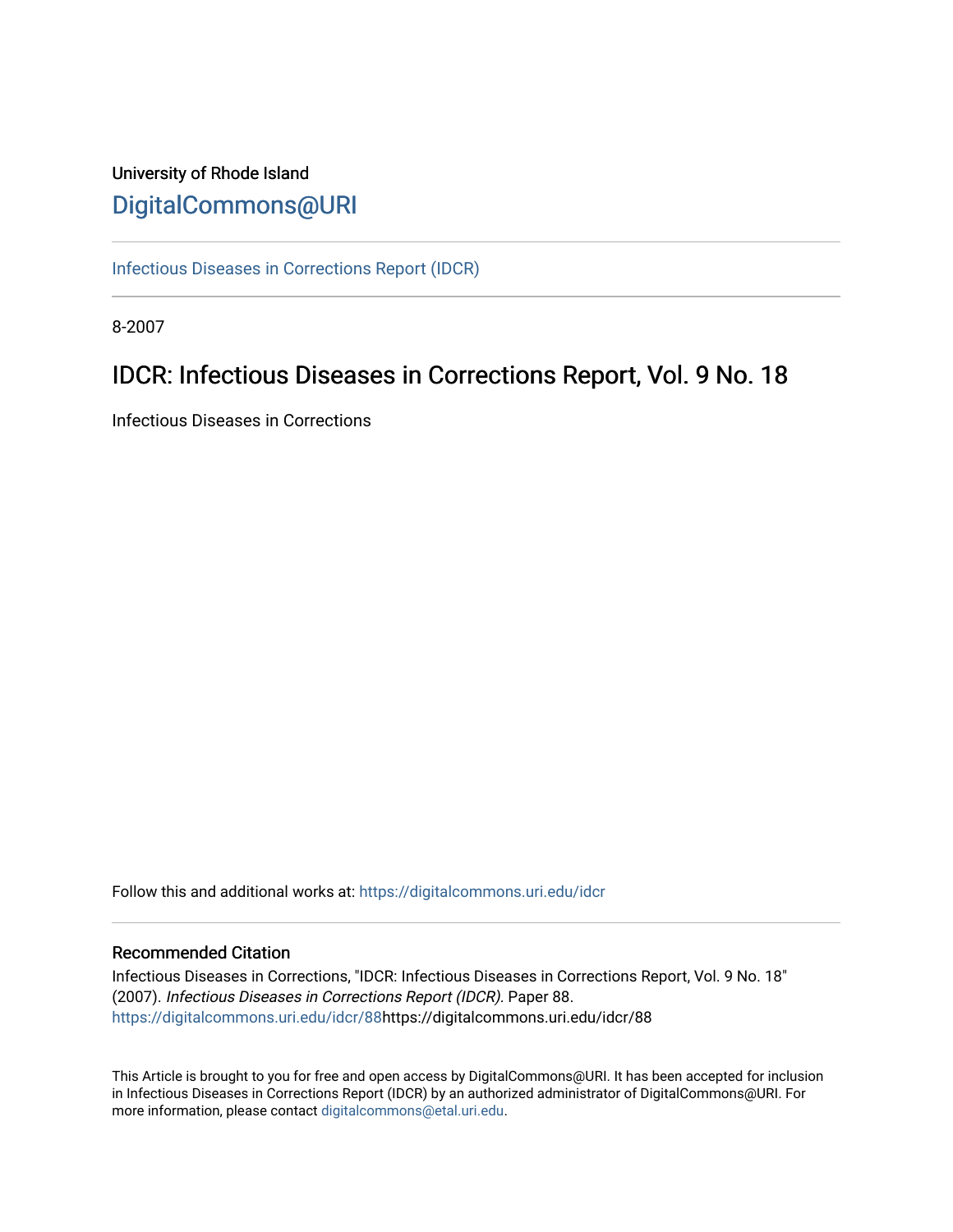University of Rhode Island

# DigitalCommons@URI

Infectious Diseases in Corrections Report (IDCR)

8-2007

## IDCR: Infectious Diseases in Corrections Report, Vol. 9 No. 18

Infectious Diseases in Corrections

Follow this and additional works at: https://digitalcommons.uri.edu/idcr

### Recommended Citation

Infectious Diseases in Corrections, "IDCR: Infectious Diseases in Corrections Report, Vol. 9 No. 18" (2007). *Infectious Diseases in Corrections Report (IDCR).* Paper 88.
https://digitalcommons.uri.edu/idcr/88https://digitalcommons.uri.edu/idcr/88

This Article is brought to you for free and open access by DigitalCommons@URI. It has been accepted for inclusion in Infectious Diseases in Corrections Report (IDCR) by an authorized administrator of DigitalCommons@URI. For more information, please contact digitalcommons@etal.uri.edu.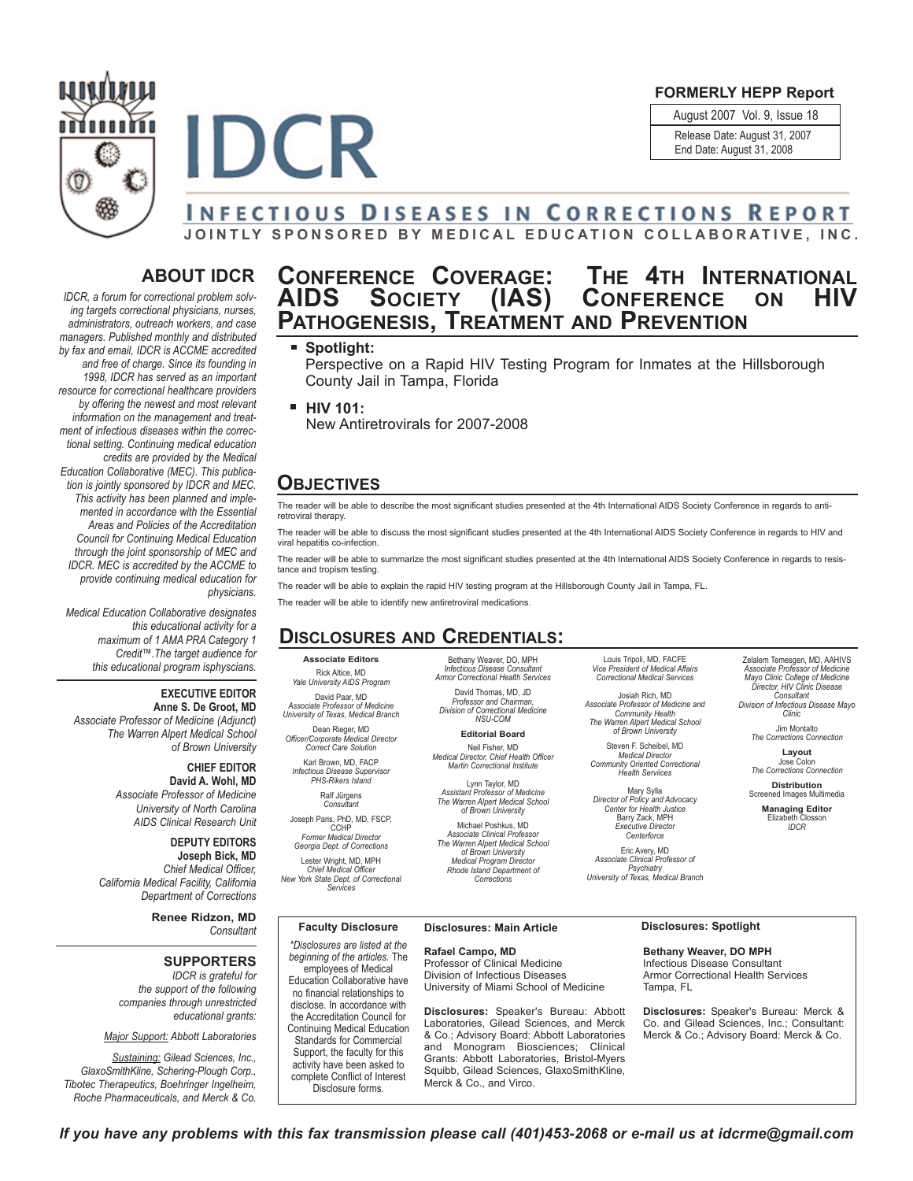FORMERLY HEPP Report

August 2007 Vol. 9, Issue 18

Release Date: August 31, 2007
End Date: August 31, 2008

# IDCR

## INFECTIOUS DISEASES IN CORRECTIONS REPORT

**JOINTLY SPONSORED BY MEDICAL EDUCATION COLLABORATIVE, INC.**

### ABOUT IDCR

*IDCR, a forum for correctional problem solving targets correctional physicians, nurses, administrators, outreach workers, and case managers. Published monthly and distributed by fax and email, IDCR is ACCME accredited and free of charge. Since its founding in 1998, IDCR has served as an important resource for correctional healthcare providers by offering the newest and most relevant information on the management and treatment of infectious diseases within the correctional setting. Continuing medical education credits are provided by the Medical Education Collaborative (MEC). This publication is jointly sponsored by IDCR and MEC. This activity has been planned and implemented in accordance with the Essential Areas and Policies of the Accreditation Council for Continuing Medical Education through the joint sponsorship of MEC and IDCR. MEC is accredited by the ACCME to provide continuing medical education for physicians.*

*Medical Education Collaborative designates this educational activity for a maximum of 1 AMA PRA Category 1 Credit™. The target audience for this educational program isphyscians.*

**EXECUTIVE EDITOR**
**Anne S. De Groot, MD**
*Associate Professor of Medicine (Adjunct)*
*The Warren Alpert Medical School of Brown University*

**CHIEF EDITOR**
**David A. Wohl, MD**
*Associate Professor of Medicine*
*University of North Carolina*
*AIDS Clinical Research Unit*

**DEPUTY EDITORS**
**Joseph Bick, MD**
*Chief Medical Officer, California Medical Facility, California Department of Corrections*

**Renee Ridzon, MD**
*Consultant*

### SUPPORTERS

*IDCR is grateful for the support of the following companies through unrestricted educational grants:*

*Major Support: Abbott Laboratories*

*Sustaining: Gilead Sciences, Inc., GlaxoSmithKline, Schering-Plough Corp., Tibotec Therapeutics, Boehringer Ingelheim, Roche Pharmaceuticals, and Merck & Co.*

# CONFERENCE COVERAGE: THE 4TH INTERNATIONAL AIDS SOCIETY (IAS) CONFERENCE ON HIV PATHOGENESIS, TREATMENT AND PREVENTION

- **Spotlight:**
  Perspective on a Rapid HIV Testing Program for Inmates at the Hillsborough County Jail in Tampa, Florida
- **HIV 101:**
  New Antiretrovirals for 2007-2008

## OBJECTIVES

The reader will be able to describe the most significant studies presented at the 4th International AIDS Society Conference in regards to antiretroviral therapy.

The reader will be able to discuss the most significant studies presented at the 4th International AIDS Society Conference in regards to HIV and viral hepatitis co-infection.

The reader will be able to summarize the most significant studies presented at the 4th International AIDS Society Conference in regards to resistance and tropism testing.

The reader will be able to explain the rapid HIV testing program at the Hillsborough County Jail in Tampa, FL.

The reader will be able to identify new antiretroviral medications.

## DISCLOSURES AND CREDENTIALS:

**Associate Editors**

Rick Altice, MD
*Yale University AIDS Program*

David Paar, MD
*Associate Professor of Medicine*
*University of Texas, Medical Branch*

Dean Rieger, MD
*Officer/Corporate Medical Director*
*Correct Care Solution*

Karl Brown, MD, FACP
*Infectious Disease Supervisor*
*PHS-Rikers Island*

Ralf Jürgens
*Consultant*

Joseph Paris, PhD, MD, FSCP, CCHP
*Former Medical Director*
*Georgia Dept. of Corrections*

Lester Wright, MD, MPH
*Chief Medical Officer*
*New York State Dept. of Correctional Services*

Bethany Weaver, DO, MPH
*Infectious Disease Consultant*
*Armor Correctional Health Services*

David Thomas, MD, JD
*Professor and Chairman,*
*Division of Correctional Medicine*
*NSU-COM*

**Editorial Board**

Neil Fisher, MD
*Medical Director, Chief Health Officer*
*Martin Correctional Institute*

Lynn Taylor, MD
*Assistant Professor of Medicine*
*The Warren Alpert Medical School of Brown University*

Michael Poshkus, MD
*Associate Clinical Professor*
*The Warren Alpert Medical School of Brown University*
*Medical Program Director*
*Rhode Island Department of Corrections*

Louis Tripoli, MD, FACFE
*Vice President of Medical Affairs*
*Correctional Medical Services*

Josiah Rich, MD
*Associate Professor of Medicine and Community Health*
*The Warren Alpert Medical School of Brown University*

Steven F. Scheibel, MD
*Medical Director*
*Community Oriented Correctional Health Serviices*

Mary Sylla
*Director of Policy and Advocacy*
*Center for Health Justice*

Barry Zack, MPH
*Executive Director*
*Centerforce*

Eric Avery, MD
*Associate Clinical Professor of Psychiatry*
*University of Texas, Medical Branch*

Zelalem Temesgen, MD, AAHIVS
*Associate Professor of Medicine*
*Mayo Clinic College of Medicine*
*Director, HIV Clinic Disease Consultant*
*Division of Infectious Disease Mayo Clinic*

Jim Montalto
*The Corrections Connection*

**Layout**
Jose Colon
*The Corrections Connection*

**Distribution**
Screened Images Multimedia

**Managing Editor**
Elizabeth Closson
*IDCR*

### Faculty Disclosure

*\*Disclosures are listed at the beginning of the articles.* The employees of Medical Education Collaborative have no financial relationships to disclose. In accordance with the Accreditation Council for Continuing Medical Education Standards for Commercial Support, the faculty for this activity have been asked to complete Conflict of Interest Disclosure forms.

### Disclosures: Main Article

**Rafael Campo, MD**
Professor of Clinical Medicine
Division of Infectious Diseases
University of Miami School of Medicine

**Disclosures:** Speaker's Bureau: Abbott Laboratories, Gilead Sciences, and Merck & Co.; Advisory Board: Abbott Laboratories and Monogram Biosciences; Clinical Grants: Abbott Laboratories, Bristol-Myers Squibb, Gilead Sciences, GlaxoSmithKline, Merck & Co., and Virco.

### Disclosures: Spotlight

**Bethany Weaver, DO MPH**
Infectious Disease Consultant
Armor Correctional Health Services
Tampa, FL

**Disclosures:** Speaker's Bureau: Merck & Co. and Gilead Sciences, Inc.; Consultant: Merck & Co.; Advisory Board: Merck & Co.

*If you have any problems with this fax transmission please call (401)453-2068 or e-mail us at idcrme@gmail.com*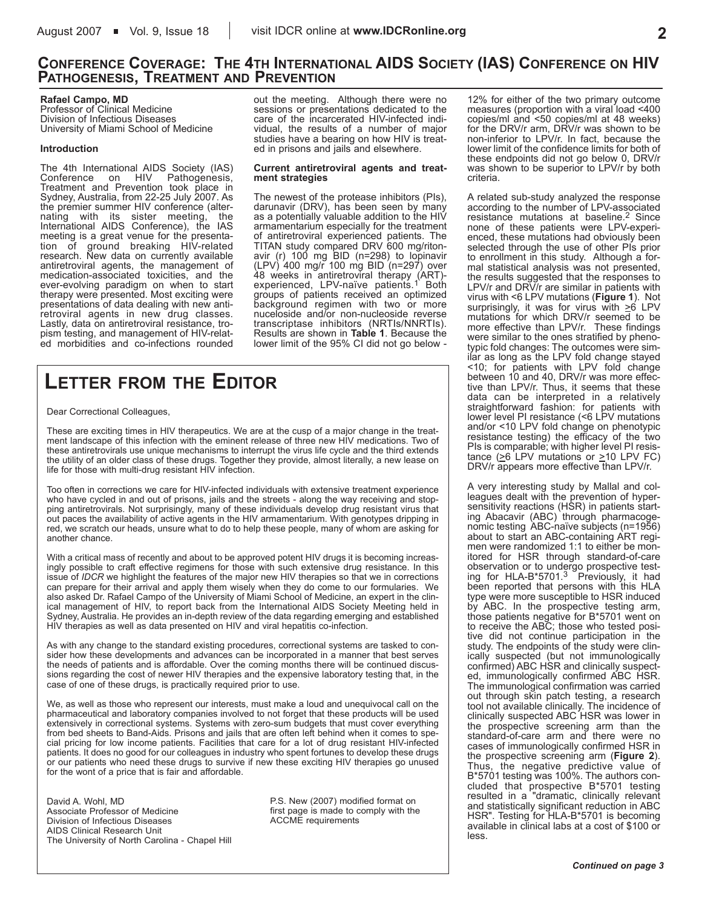## Conference Coverage: The 4th International AIDS Society (IAS) Conference on HIV Pathogenesis, Treatment and Prevention

**Rafael Campo, MD**
Professor of Clinical Medicine
Division of Infectious Diseases
University of Miami School of Medicine

### Introduction

The 4th International AIDS Society (IAS) Conference on HIV Pathogenesis, Treatment and Prevention took place in Sydney, Australia, from 22-25 July 2007. As the premier summer HIV conference (alternating with its sister meeting, the International AIDS Conference), the IAS meeting is a great venue for the presentation of ground breaking HIV-related research. New data on currently available antiretroviral agents, the management of medication-associated toxicities, and the ever-evolving paradigm on when to start therapy were presented. Most exciting were presentations of data dealing with new antiretroviral agents in new drug classes. Lastly, data on antiretroviral resistance, tropism testing, and management of HIV-related morbidities and co-infections rounded out the meeting. Although there were no sessions or presentations dedicated to the care of the incarcerated HIV-infected individual, the results of a number of major studies have a bearing on how HIV is treated in prisons and jails and elsewhere.

### Current antiretroviral agents and treatment strategies

The newest of the protease inhibitors (PIs), darunavir (DRV), has been seen by many as a potentially valuable addition to the HIV armamentarium especially for the treatment of antiretroviral experienced patients. The TITAN study compared DRV 600 mg/ritonavir (r) 100 mg BID (n=298) to lopinavir (LPV) 400 mg/r 100 mg BID (n=297) over 48 weeks in antiretroviral therapy (ART)-experienced, LPV-naïve patients.[1] Both groups of patients received an optimized background regimen with two or more nuceloside and/or non-nucleoside reverse transcriptase inhibitors (NRTIs/NNRTIs). Results are shown in **Table 1**. Because the lower limit of the 95% CI did not go below -12% for either of the two primary outcome measures (proportion with a viral load <400 copies/ml and <50 copies/ml at 48 weeks) for the DRV/r arm, DRV/r was shown to be non-inferior to LPV/r. In fact, because the lower limit of the confidence limits for both of these endpoints did not go below 0, DRV/r was shown to be superior to LPV/r by both criteria.

A related sub-study analyzed the response according to the number of LPV-associated resistance mutations at baseline.[2] Since none of these patients were LPV-experienced, these mutations had obviously been selected through the use of other PIs prior to enrollment in this study. Although a formal statistical analysis was not presented, the results suggested that the responses to LPV/r and DRV/r are similar in patients with virus with <6 LPV mutations (**Figure 1**). Not surprisingly, it was for virus with ≥6 LPV mutations for which DRV/r seemed to be more effective than LPV/r. These findings were similar to the ones stratified by phenotypic fold changes: The outcomes were similar as long as the LPV fold change stayed <10; for patients with LPV fold change between 10 and 40, DRV/r was more effective than LPV/r. Thus, it seems that these data can be interpreted in a relatively straightforward fashion: for patients with lower level PI resistance (<6 LPV mutations and/or <10 LPV fold change on phenotypic resistance testing) the efficacy of the two PIs is comparable; with higher level PI resistance (≥6 LPV mutations or ≥10 LPV FC) DRV/r appears more effective than LPV/r.

A very interesting study by Mallal and colleagues dealt with the prevention of hypersensitivity reactions (HSR) in patients starting Abacavir (ABC) through pharmacogenomic testing ABC-naïve subjects (n=1956) about to start an ABC-containing ART regimen were randomized 1:1 to either be monitored for HSR through standard-of-care observation or to undergo prospective testing for HLA-B*5701.[3] Previously, it had been reported that persons with this HLA type were more susceptible to HSR induced by ABC. In the prospective testing arm, those patients negative for B*5701 went on to receive the ABC; those who tested positive did not continue participation in the study. The endpoints of the study were clinically suspected (but not immunologically confirmed) ABC HSR and clinically suspected, immunologically confirmed ABC HSR. The immunological confirmation was carried out through skin patch testing, a research tool not available clinically. The incidence of clinically suspected ABC HSR was lower in the prospective screening arm than the standard-of-care arm and there were no cases of immunologically confirmed HSR in the prospective screening arm (**Figure 2**). Thus, the negative predictive value of B*5701 testing was 100%. The authors concluded that prospective B*5701 testing resulted in a "dramatic, clinically relevant and statistically significant reduction in ABC HSR". Testing for HLA-B*5701 is becoming available in clinical labs at a cost of $100 or less.

*Continued on page 3*

## Letter from the Editor

Dear Correctional Colleagues,

These are exciting times in HIV therapeutics. We are at the cusp of a major change in the treatment landscape of this infection with the eminent release of three new HIV medications. Two of these antiretrovirals use unique mechanisms to interrupt the virus life cycle and the third extends the utility of an older class of these drugs. Together they provide, almost literally, a new lease on life for those with multi-drug resistant HIV infection.

Too often in corrections we care for HIV-infected individuals with extensive treatment experience who have cycled in and out of prisons, jails and the streets - along the way receiving and stopping antiretrovirals. Not surprisingly, many of these individuals develop drug resistant virus that out paces the availability of active agents in the HIV armamentarium. With genotypes dripping in red, we scratch our heads, unsure what to do to help these people, many of whom are asking for another chance.

With a critical mass of recently and about to be approved potent HIV drugs it is becoming increasingly possible to craft effective regimens for those with such extensive drug resistance. In this issue of *IDCR* we highlight the features of the major new HIV therapies so that we in corrections can prepare for their arrival and apply them wisely when they do come to our formularies. We also asked Dr. Rafael Campo of the University of Miami School of Medicine, an expert in the clinical management of HIV, to report back from the International AIDS Society Meeting held in Sydney, Australia. He provides an in-depth review of the data regarding emerging and established HIV therapies as well as data presented on HIV and viral hepatitis co-infection.

As with any change to the standard existing procedures, correctional systems are tasked to consider how these developments and advances can be incorporated in a manner that best serves the needs of patients and is affordable. Over the coming months there will be continued discussions regarding the cost of newer HIV therapies and the expensive laboratory testing that, in the case of one of these drugs, is practically required prior to use.

We, as well as those who represent our interests, must make a loud and unequivocal call on the pharmaceutical and laboratory companies involved to not forget that these products will be used extensively in correctional systems. Systems with zero-sum budgets that must cover everything from bed sheets to Band-Aids. Prisons and jails that are often left behind when it comes to special pricing for low income patients. Facilities that care for a lot of drug resistant HIV-infected patients. It does no good for our colleagues in industry who spent fortunes to develop these drugs or our patients who need these drugs to survive if new these exciting HIV therapies go unused for the wont of a price that is fair and affordable.

David A. Wohl, MD
Associate Professor of Medicine
Division of Infectious Diseases
AIDS Clinical Research Unit
The University of North Carolina - Chapel Hill

P.S. New (2007) modified format on first page is made to comply with the ACCME requirements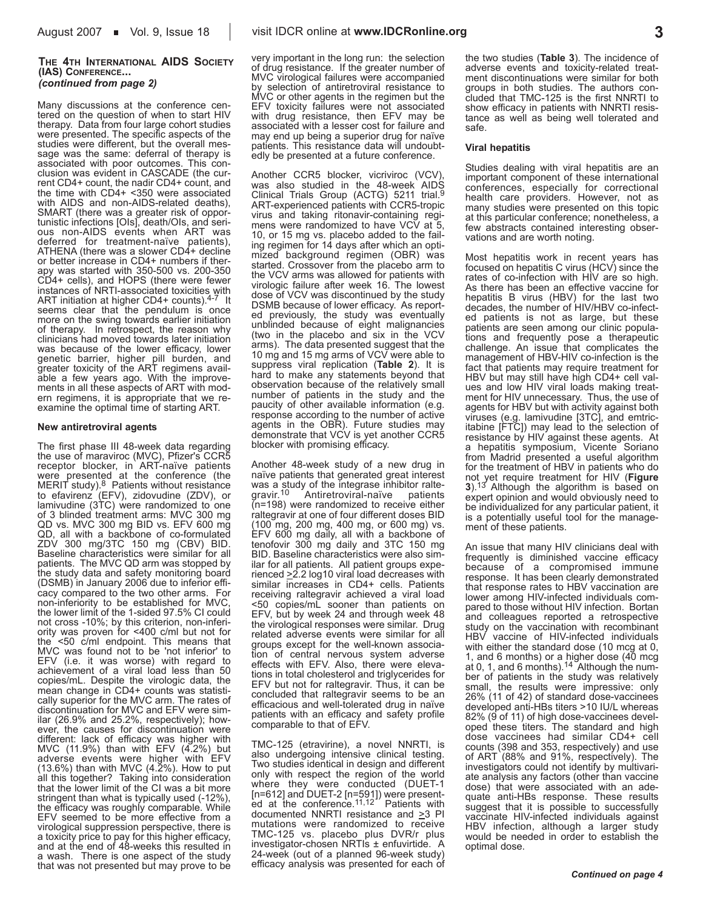**THE 4TH INTERNATIONAL AIDS SOCIETY (IAS) CONFERENCE...**
***(continued from page 2)***

Many discussions at the conference centered on the question of when to start HIV therapy. Data from four large cohort studies were presented. The specific aspects of the studies were different, but the overall message was the same: deferral of therapy is associated with poor outcomes. This conclusion was evident in CASCADE (the current CD4+ count, the nadir CD4+ count, and the time with CD4+ <350 were associated with AIDS and non-AIDS-related deaths), SMART (there was a greater risk of opportunistic infections [OIs], death/OIs, and serious non-AIDS events when ART was deferred for treatment-naïve patients), ATHENA (there was a slower CD4+ decline or better increase in CD4+ numbers if therapy was started with 350-500 vs. 200-350 CD4+ cells), and HOPS (there were fewer instances of NRTI-associated toxicities with ART initiation at higher CD4+ counts).[4-7] It seems clear that the pendulum is once more on the swing towards earlier initiation of therapy. In retrospect, the reason why clinicians had moved towards later initiation was because of the lower efficacy, lower genetic barrier, higher pill burden, and greater toxicity of the ART regimens available a few years ago. With the improvements in all these aspects of ART with modern regimens, it is appropriate that we reexamine the optimal time of starting ART.

**New antiretroviral agents**

The first phase III 48-week data regarding the use of maraviroc (MVC), Pfizer's CCR5 receptor blocker, in ART-naïve patients were presented at the conference (the MERIT study).[8] Patients without resistance to efavirenz (EFV), zidovudine (ZDV), or lamivudine (3TC) were randomized to one of 3 blinded treatment arms: MVC 300 mg QD vs. MVC 300 mg BID vs. EFV 600 mg QD, all with a backbone of co-formulated ZDV 300 mg/3TC 150 mg (CBV) BID. Baseline characteristics were similar for all patients. The MVC QD arm was stopped by the study data and safety monitoring board (DSMB) in January 2006 due to inferior efficacy compared to the two other arms. For non-inferiority to be established for MVC, the lower limit of the 1-sided 97.5% CI could not cross -10%; by this criterion, non-inferiority was proven for <400 c/ml but not for the <50 c/ml endpoint. This means that MVC was found not to be 'not inferior' to EFV (i.e. it was worse) with regard to achievement of a viral load less than 50 copies/mL. Despite the virologic data, the mean change in CD4+ counts was statistically superior for the MVC arm. The rates of discontinuation for MVC and EFV were similar (26.9% and 25.2%, respectively); however, the causes for discontinuation were different: lack of efficacy was higher with MVC (11.9%) than with EFV (4.2%) but adverse events were higher with EFV (13.6%) than with MVC (4.2%). How to put all this together? Taking into consideration that the lower limit of the CI was a bit more stringent than what is typically used (-12%), the efficacy was roughly comparable. While EFV seemed to be more effective from a virological suppression perspective, there is a toxicity price to pay for this higher efficacy, and at the end of 48-weeks this resulted in a wash. There is one aspect of the study that was not presented but may prove to be very important in the long run: the selection of drug resistance. If the greater number of MVC virological failures were accompanied by selection of antiretroviral resistance to MVC or other agents in the regimen but the EFV toxicity failures were not associated with drug resistance, then EFV may be associated with a lesser cost for failure and may end up being a superior drug for naïve patients. This resistance data will undoubtedly be presented at a future conference.

Another CCR5 blocker, vicriviroc (VCV), was also studied in the 48-week AIDS Clinical Trials Group (ACTG) 5211 trial.[9] ART-experienced patients with CCR5-tropic virus and taking ritonavir-containing regimens were randomized to have VCV at 5, 10, or 15 mg vs. placebo added to the failing regimen for 14 days after which an optimized background regimen (OBR) was started. Crossover from the placebo arm to the VCV arms was allowed for patients with virologic failure after week 16. The lowest dose of VCV was discontinued by the study DSMB because of lower efficacy. As reported previously, the study was eventually unblinded because of eight malignancies (two in the placebo and six in the VCV arms). The data presented suggest that the 10 mg and 15 mg arms of VCV were able to suppress viral replication (**Table 2**). It is hard to make any statements beyond that observation because of the relatively small number of patients in the study and the paucity of other available information (e.g. response according to the number of active agents in the OBR). Future studies may demonstrate that VCV is yet another CCR5 blocker with promising efficacy.

Another 48-week study of a new drug in naïve patients that generated great interest was a study of the integrase inhibitor raltegravir.[10] Antiretroviral-naïve patients (n=198) were randomized to receive either raltegravir at one of four different doses BID (100 mg, 200 mg, 400 mg, or 600 mg) vs. EFV 600 mg daily, all with a backbone of tenofovir 300 mg daily and 3TC 150 mg BID. Baseline characteristics were also similar for all patients. All patient groups experienced $\geq$2.2 log10 viral load decreases with similar increases in CD4+ cells. Patients receiving raltegravir achieved a viral load <50 copies/mL sooner than patients on EFV, but by week 24 and through week 48 the virological responses were similar. Drug related adverse events were similar for all groups except for the well-known association of central nervous system adverse effects with EFV. Also, there were elevations in total cholesterol and triglycerides for EFV but not for raltegravir. Thus, it can be concluded that raltegravir seems to be an efficacious and well-tolerated drug in naïve patients with an efficacy and safety profile comparable to that of EFV.

TMC-125 (etravirine), a novel NNRTI, is also undergoing intensive clinical testing. Two studies identical in design and different only with respect the region of the world where they were conducted (DUET-1 [n=612] and DUET-2 [n=591]) were presented at the conference.[11,12] Patients with documented NNRTI resistance and $\geq$3 PI mutations were randomized to receive TMC-125 vs. placebo plus DVR/r plus investigator-chosen NRTIs ± enfuvirtide. A 24-week (out of a planned 96-week study) efficacy analysis was presented for each of the two studies (**Table 3**). The incidence of adverse events and toxicity-related treatment discontinuations were similar for both groups in both studies. The authors concluded that TMC-125 is the first NNRTI to show efficacy in patients with NNRTI resistance as well as being well tolerated and safe.

**Viral hepatitis**

Studies dealing with viral hepatitis are an important component of these international conferences, especially for correctional health care providers. However, not as many studies were presented on this topic at this particular conference; nonetheless, a few abstracts contained interesting observations and are worth noting.

Most hepatitis work in recent years has focused on hepatitis C virus (HCV) since the rates of co-infection with HIV are so high. As there has been an effective vaccine for hepatitis B virus (HBV) for the last two decades, the number of HIV/HBV co-infected patients is not as large, but these patients are seen among our clinic populations and frequently pose a therapeutic challenge. An issue that complicates the management of HBV-HIV co-infection is the fact that patients may require treatment for HBV but may still have high CD4+ cell values and low HIV viral loads making treatment for HIV unnecessary. Thus, the use of agents for HBV but with activity against both viruses (e.g. lamivudine [3TC], and emtricitabine [FTC]) may lead to the selection of resistance by HIV against these agents. At a hepatitis symposium, Vicente Soriano from Madrid presented a useful algorithm for the treatment of HBV in patients who do not yet require treatment for HIV (**Figure 3**).[13] Although the algorithm is based on expert opinion and would obviously need to be individualized for any particular patient, it is a potentially useful tool for the management of these patients.

An issue that many HIV clinicians deal with frequently is diminished vaccine efficacy because of a compromised immune response. It has been clearly demonstrated that response rates to HBV vaccination are lower among HIV-infected individuals compared to those without HIV infection. Bortan and colleagues reported a retrospective study on the vaccination with recombinant HBV vaccine of HIV-infected individuals with either the standard dose (10 mcg at 0, 1, and 6 months) or a higher dose (40 mcg at 0, 1, and 6 months).[14] Although the number of patients in the study was relatively small, the results were impressive: only 26% (11 of 42) of standard dose-vaccinees developed anti-HBs titers >10 IU/L whereas 82% (9 of 11) of high dose-vaccinees developed these titers. The standard and high dose vaccinees had similar CD4+ cell counts (398 and 353, respectively) and use of ART (88% and 91%, respectively). The investigators could not identify by multivariate analysis any factors (other than vaccine dose) that were associated with an adequate anti-HBs response. These results suggest that it is possible to successfully vaccinate HIV-infected individuals against HBV infection, although a larger study would be needed in order to establish the optimal dose.

***Continued on page 4***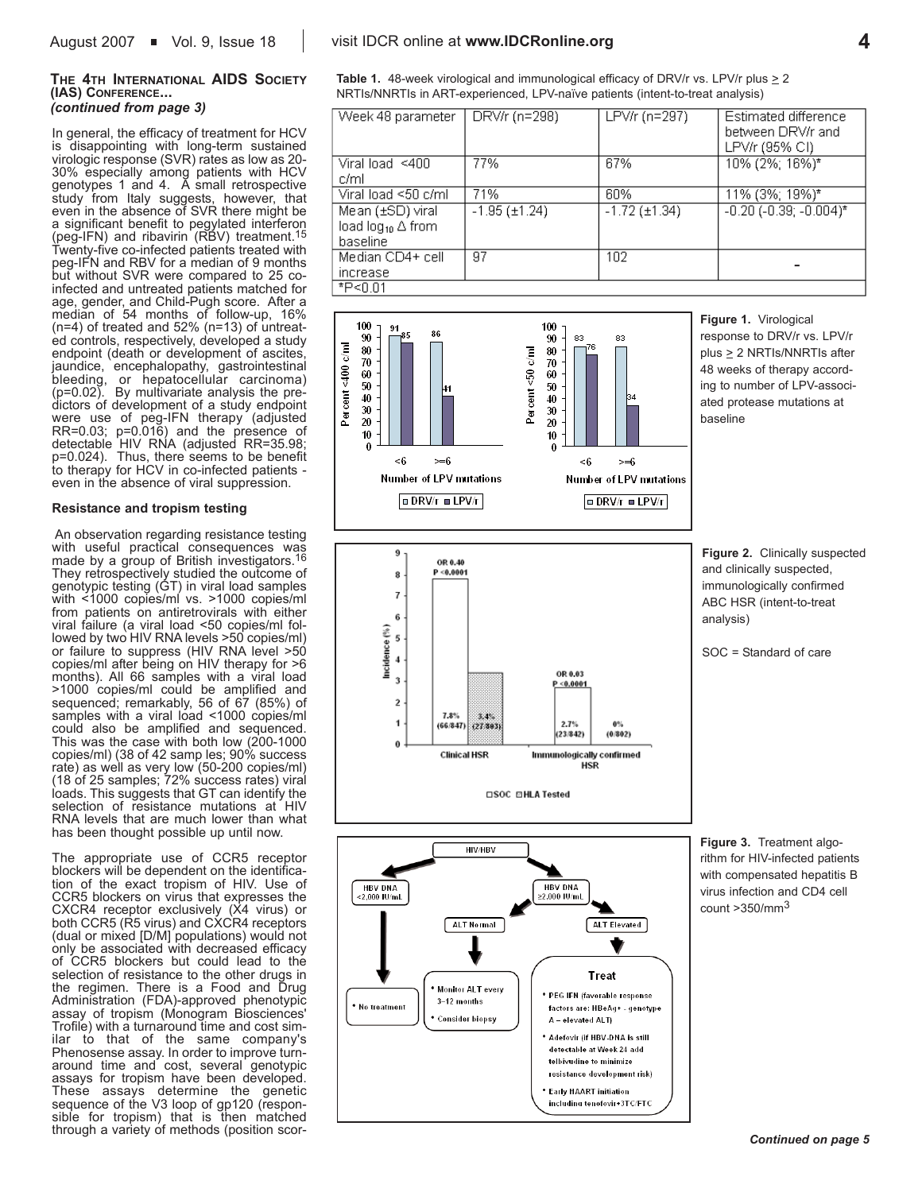### The 4th International AIDS Society (IAS) Conference...
*(continued from page 3)*

In general, the efficacy of treatment for HCV is disappointing with long-term sustained virologic response (SVR) rates as low as 20-30% especially among patients with HCV genotypes 1 and 4. A small retrospective study from Italy suggests, however, that even in the absence of SVR there might be a significant benefit to pegylated interferon (peg-IFN) and ribavirin (RBV) treatment.[15] Twenty-five co-infected patients treated with peg-IFN and RBV for a median of 9 months but without SVR were compared to 25 co-infected and untreated patients matched for age, gender, and Child-Pugh score. After a median of 54 months of follow-up, 16% (n=4) of treated and 52% (n=13) of untreated controls, respectively, developed a study endpoint (death or development of ascites, jaundice, encephalopathy, gastrointestinal bleeding, or hepatocellular carcinoma) (p=0.02). By multivariate analysis the predictors of development of a study endpoint were use of peg-IFN therapy (adjusted RR=0.03; p=0.016) and the presence of detectable HIV RNA (adjusted RR=35.98; p=0.024). Thus, there seems to be benefit to therapy for HCV in co-infected patients - even in the absence of viral suppression.

**Resistance and tropism testing**

An observation regarding resistance testing with useful practical consequences was made by a group of British investigators.[16] They retrospectively studied the outcome of genotypic testing (GT) in viral load samples with <1000 copies/ml vs. >1000 copies/ml from patients on antiretrovirals with either viral failure (a viral load <50 copies/ml followed by two HIV RNA levels >50 copies/ml) or failure to suppress (HIV RNA level >50 copies/ml after being on HIV therapy for >6 months). All 66 samples with a viral load >1000 copies/ml could be amplified and sequenced; remarkably, 56 of 67 (85%) of samples with a viral load <1000 copies/ml could also be amplified and sequenced. This was the case with both low (200-1000 copies/ml) (38 of 42 samp les; 90% success rate) as well as very low (50-200 copies/ml) (18 of 25 samples; 72% success rates) viral loads. This suggests that GT can identify the selection of resistance mutations at HIV RNA levels that are much lower than what has been thought possible up until now.

The appropriate use of CCR5 receptor blockers will be dependent on the identification of the exact tropism of HIV. Use of CCR5 blockers on virus that expresses the CXCR4 receptor exclusively (X4 virus) or both CCR5 (R5 virus) and CXCR4 receptors (dual or mixed [D/M] populations) would not only be associated with decreased efficacy of CCR5 blockers but could lead to the selection of resistance to the other drugs in the regimen. There is a Food and Drug Administration (FDA)-approved phenotypic assay of tropism (Monogram Biosciences' Trofile) with a turnaround time and cost similar to that of the same company's Phenosense assay. In order to improve turnaround time and cost, several genotypic assays for tropism have been developed. These assays determine the genetic sequence of the V3 loop of gp120 (responsible for tropism) that is then matched through a variety of methods (position scor-

**Table 1.** 48-week virological and immunological efficacy of DRV/r vs. LPV/r plus ≥ 2 NRTIs/NNRTIs in ART-experienced, LPV-naïve patients (intent-to-treat analysis)

| Week 48 parameter | DRV/r (n=298) | LPV/r (n=297) | Estimated difference between DRV/r and LPV/r (95% CI) |
|---|---|---|---|
| Viral load <400 c/ml | 77% | 67% | 10% (2%; 16%)* |
| Viral load <50 c/ml | 71% | 60% | 11% (3%; 19%)* |
| Mean (±SD) viral load $\log_{10} \Delta$ from baseline | -1.95 (±1.24) | -1.72 (±1.34) | -0.20 (-0.39; -0.004)* |
| Median CD4+ cell increase | 97 | 102 | - |

*P<0.01

**Figure 1.** Virological response to DRV/r vs. LPV/r plus ≥ 2 NRTIs/NNRTIs after 48 weeks of therapy according to number of LPV-associated protease mutations at baseline

**Figure 2.** Clinically suspected and clinically suspected, immunologically confirmed ABC HSR (intent-to-treat analysis)

SOC = Standard of care

**Figure 3.** Treatment algorithm for HIV-infected patients with compensated hepatitis B virus infection and CD4 cell count >350/mm[3]

*Continued on page 5*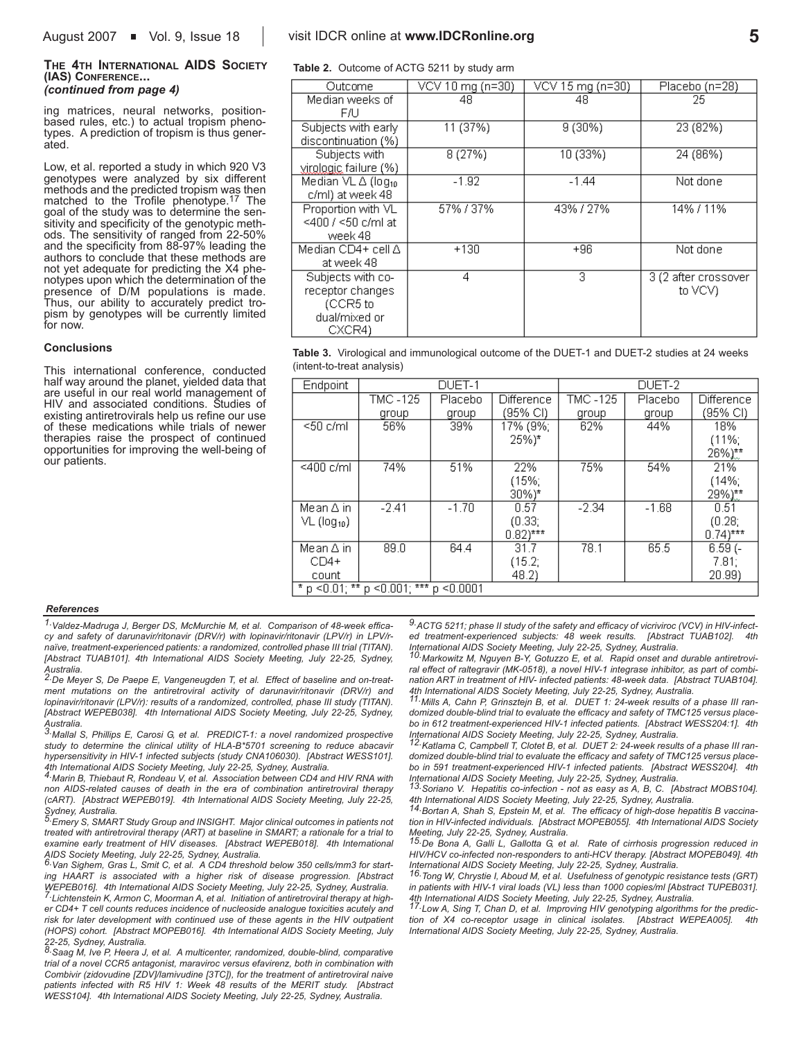**The 4th International AIDS Society (IAS) Conference...** *(continued from page 4)*

ing matrices, neural networks, position-based rules, etc.) to actual tropism phenotypes. A prediction of tropism is thus generated.

Low, et al. reported a study in which 920 V3 genotypes were analyzed by six different methods and the predicted tropism was then matched to the Trofile phenotype.[17] The goal of the study was to determine the sensitivity and specificity of the genotypic methods. The sensitivity of ranged from 22-50% and the specificity from 88-97% leading the authors to conclude that these methods are not yet adequate for predicting the X4 phenotypes upon which the determination of the presence of D/M populations is made. Thus, our ability to accurately predict tropism by genotypes will be currently limited for now.

#### Conclusions

This international conference, conducted half way around the planet, yielded data that are useful in our real world management of HIV and associated conditions. Studies of existing antiretrovirals help us refine our use of these medications while trials of newer therapies raise the prospect of continued opportunities for improving the well-being of our patients.

**Table 2.** Outcome of ACTG 5211 by study arm

| Outcome | VCV 10 mg (n=30) | VCV 15 mg (n=30) | Placebo (n=28) |
|---|---|---|---|
| Median weeks of F/U | 48 | 48 | 25 |
| Subjects with early discontinuation (%) | 11 (37%) | 9 (30%) | 23 (82%) |
| Subjects with virologic failure (%) | 8 (27%) | 10 (33%) | 24 (86%) |
| Median VL Δ ($log_{10}$ c/ml) at week 48 | -1.92 | -1.44 | Not done |
| Proportion with VL <400 / <50 c/ml at week 48 | 57% / 37% | 43% / 27% | 14% / 11% |
| Median CD4+ cell Δ at week 48 | +130 | +96 | Not done |
| Subjects with co-receptor changes (CCR5 to dual/mixed or CXCR4) | 4 | 3 | 3 (2 after crossover to VCV) |

**Table 3.** Virological and immunological outcome of the DUET-1 and DUET-2 studies at 24 weeks (intent-to-treat analysis)

| Endpoint | DUET-1 | | | DUET-2 | | |
|---|---|---|---|---|---|---|
| | TMC-125 group | Placebo group | Difference (95% CI) | TMC-125 group | Placebo group | Difference (95% CI) |
| <50 c/ml | 56% | 39% | 17% (9%; 25%)* | 62% | 44% | 18% (11%; 26%)** |
| <400 c/ml | 74% | 51% | 22% (15%; 30%)* | 75% | 54% | 21% (14%; 29%)** |
| Mean Δ in VL ($log_{10}$) | -2.41 | -1.70 | 0.57 (0.33; 0.82)*** | -2.34 | -1.68 | 0.51 (0.28; 0.74)*** |
| Mean Δ in CD4+ count | 89.0 | 64.4 | 31.7 (15.2; 48.2) | 78.1 | 65.5 | 6.59 (-7.81; 20.99) |

* $p < 0.01$; ** $p < 0.001$; *** $p < 0.0001$

#### References

1. Valdez-Madruga J, Berger DS, McMurchie M, et al. Comparison of 48-week efficacy and safety of darunavir/ritonavir (DRV/r) with lopinavir/ritonavir (LPV/r) in LPV/r-naïve, treatment-experienced patients: a randomized, controlled phase III trial (TITAN). [Abstract TUAB101]. 4th International AIDS Society Meeting, July 22-25, Sydney, Australia.
2. De Meyer S, De Paepe E, Vangeneugden T, et al. Effect of baseline and on-treatment mutations on the antiretroviral activity of darunavir/ritonavir (DRV/r) and lopinavir/ritonavir (LPV/r): results of a randomized, controlled, phase III study (TITAN). [Abstract WEPEB038]. 4th International AIDS Society Meeting, July 22-25, Sydney, Australia.
3. Mallal S, Phillips E, Carosi G, et al. PREDICT-1: a novel randomized prospective study to determine the clinical utility of HLA-B*5701 screening to reduce abacavir hypersensitivity in HIV-1 infected subjects (study CNA106030). [Abstract WESS101]. 4th International AIDS Society Meeting, July 22-25, Sydney, Australia.
4. Marin B, Thiebaut R, Rondeau V, et al. Association between CD4 and HIV RNA with non AIDS-related causes of death in the era of combination antiretroviral therapy (cART). [Abstract WEPEB019]. 4th International AIDS Society Meeting, July 22-25, Sydney, Australia.
5. Emery S, SMART Study Group and INSIGHT. Major clinical outcomes in patients not treated with antiretroviral therapy (ART) at baseline in SMART; a rationale for a trial to examine early treatment of HIV diseases. [Abstract WEPEB018]. 4th International AIDS Society Meeting, July 22-25, Sydney, Australia.
6. Van Sighem, Gras L, Smit C, et al. A CD4 threshold below 350 cells/mm3 for starting HAART is associated with a higher risk of disease progression. [Abstract WEPEB016]. 4th International AIDS Society Meeting, July 22-25, Sydney, Australia.
7. Lichtenstein K, Armon C, Moorman A, et al. Initiation of antiretroviral therapy at higher CD4+ T cell counts reduces incidence of nucleoside analogue toxicities acutely and risk for later development with continued use of these agents in the HIV outpatient (HOPS) cohort. [Abstract MOPEB016]. 4th International AIDS Society Meeting, July 22-25, Sydney, Australia.
8. Saag M, Ive P, Heera J, et al. A multicenter, randomized, double-blind, comparative trial of a novel CCR5 antagonist, maraviroc versus efavirenz, both in combination with Combivir (zidovudine [ZDV]/lamivudine [3TC]), for the treatment of antiretroviral naive patients infected with R5 HIV 1: Week 48 results of the MERIT study. [Abstract WESS104]. 4th International AIDS Society Meeting, July 22-25, Sydney, Australia.
9. ACTG 5211; phase II study of the safety and efficacy of vicriviroc (VCV) in HIV-infected treatment-experienced subjects: 48 week results. [Abstract TUAB102]. 4th International AIDS Society Meeting, July 22-25, Sydney, Australia.
10. Markowitz M, Nguyen B-Y, Gotuzzo E, et al. Rapid onset and durable antiretroviral effect of raltegravir (MK-0518), a novel HIV-1 integrase inhibitor, as part of combination ART in treatment of HIV- infected patients: 48-week data. [Abstract TUAB104]. 4th International AIDS Society Meeting, July 22-25, Sydney, Australia.
11. Mills A, Cahn P, Grinsztejn B, et al. DUET 1: 24-week results of a phase III randomized double-blind trial to evaluate the efficacy and safety of TMC125 versus placebo in 612 treatment-experienced HIV-1 infected patients. [Abstract WESS204:1]. 4th International AIDS Society Meeting, July 22-25, Sydney, Australia.
12. Katlama C, Campbell T, Clotet B, et al. DUET 2: 24-week results of a phase III randomized double-blind trial to evaluate the efficacy and safety of TMC125 versus placebo in 591 treatment-experienced HIV-1 infected patients. [Abstract WESS204]. 4th International AIDS Society Meeting, July 22-25, Sydney, Australia.
13. Soriano V. Hepatitis co-infection - not as easy as A, B, C. [Abstract MOBS104]. 4th International AIDS Society Meeting, July 22-25, Sydney, Australia.
14. Bortan A, Shah S, Epstein M, et al. The efficacy of high-dose hepatitis B vaccination in HIV-infected individuals. [Abstract MOPEB055]. 4th International AIDS Society Meeting, July 22-25, Sydney, Australia.
15. De Bona A, Galli L, Gallotta G, et al. Rate of cirrhosis progression reduced in HIV/HCV co-infected non-responders to anti-HCV therapy. [Abstract MOPEB049]. 4th International AIDS Society Meeting, July 22-25, Sydney, Australia.
16. Tong W, Chrystie I, Aboud M, et al. Usefulness of genotypic resistance tests (GRT) in patients with HIV-1 viral loads (VL) less than 1000 copies/ml [Abstract TUPEB031]. 4th International AIDS Society Meeting, July 22-25, Sydney, Australia.
17. Low A, Sing T, Chan D, et al. Improving HIV genotyping algorithms for the prediction of X4 co-receptor usage in clinical isolates. [Abstract WEPEA005]. 4th International AIDS Society Meeting, July 22-25, Sydney, Australia.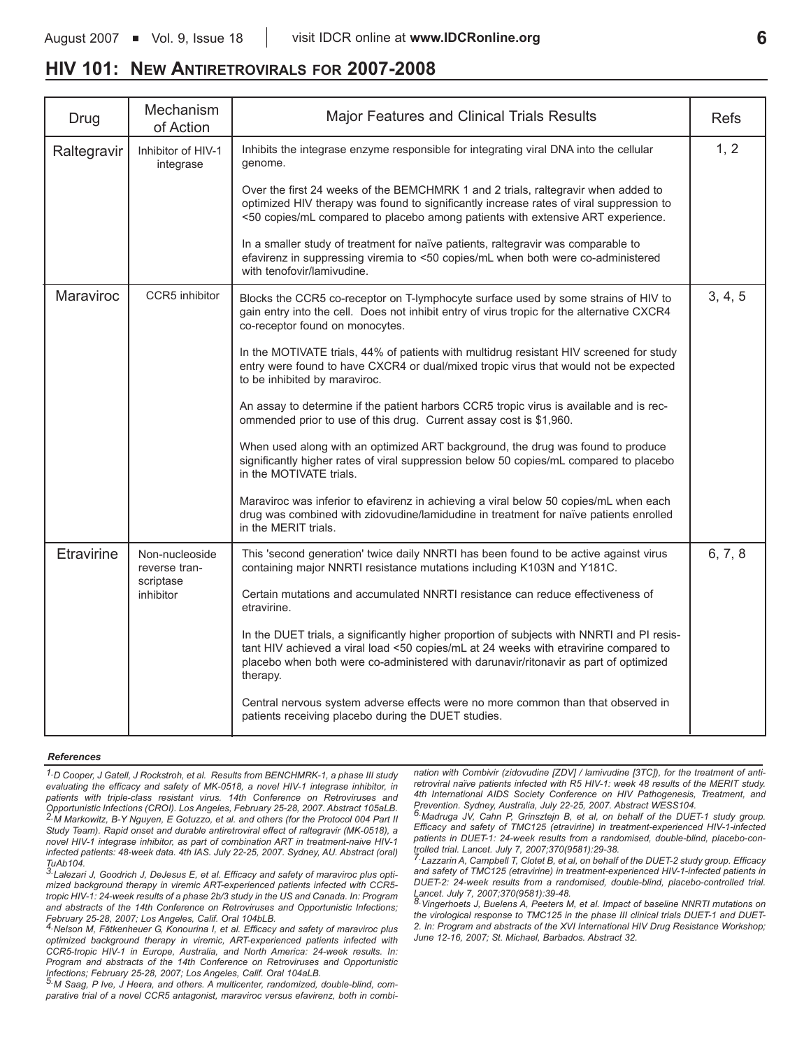## HIV 101: New Antiretrovirals for 2007-2008

| Drug | Mechanism of Action | Major Features and Clinical Trials Results | Refs |
|---|---|---|---|
| Raltegravir | Inhibitor of HIV-1 integrase | Inhibits the integrase enzyme responsible for integrating viral DNA into the cellular genome.<br><br>Over the first 24 weeks of the BEMCHMRK 1 and 2 trials, raltegravir when added to optimized HIV therapy was found to significantly increase rates of viral suppression to <50 copies/mL compared to placebo among patients with extensive ART experience.<br><br>In a smaller study of treatment for naïve patients, raltegravir was comparable to efavirenz in suppressing viremia to <50 copies/mL when both were co-administered with tenofovir/lamivudine. | 1, 2 |
| Maraviroc | CCR5 inhibitor | Blocks the CCR5 co-receptor on T-lymphocyte surface used by some strains of HIV to gain entry into the cell. Does not inhibit entry of virus tropic for the alternative CXCR4 co-receptor found on monocytes.<br><br>In the MOTIVATE trials, 44% of patients with multidrug resistant HIV screened for study entry were found to have CXCR4 or dual/mixed tropic virus that would not be expected to be inhibited by maraviroc.<br><br>An assay to determine if the patient harbors CCR5 tropic virus is available and is recommended prior to use of this drug. Current assay cost is $1,960.<br><br>When used along with an optimized ART background, the drug was found to produce significantly higher rates of viral suppression below 50 copies/mL compared to placebo in the MOTIVATE trials.<br><br>Maraviroc was inferior to efavirenz in achieving a viral below 50 copies/mL when each drug was combined with zidovudine/lamidudine in treatment for naïve patients enrolled in the MERIT trials. | 3, 4, 5 |
| Etravirine | Non-nucleoside reverse transcriptase inhibitor | This 'second generation' twice daily NNRTI has been found to be active against virus containing major NNRTI resistance mutations including K103N and Y181C.<br><br>Certain mutations and accumulated NNRTI resistance can reduce effectiveness of etravirine.<br><br>In the DUET trials, a significantly higher proportion of subjects with NNRTI and PI resistant HIV achieved a viral load <50 copies/mL at 24 weeks with etravirine compared to placebo when both were co-administered with darunavir/ritonavir as part of optimized therapy.<br><br>Central nervous system adverse effects were no more common than that observed in patients receiving placebo during the DUET studies. | 6, 7, 8 |

### References

1. *D Cooper, J Gatell, J Rockstroh, et al. Results from BENCHMRK-1, a phase III study evaluating the efficacy and safety of MK-0518, a novel HIV-1 integrase inhibitor, in patients with triple-class resistant virus. 14th Conference on Retroviruses and Opportunistic Infections (CROI). Los Angeles, February 25-28, 2007. Abstract 105aLB.*
2. *M Markowitz, B-Y Nguyen, E Gotuzzo, et al. and others (for the Protocol 004 Part II Study Team). Rapid onset and durable antiretroviral effect of raltegravir (MK-0518), a novel HIV-1 integrase inhibitor, as part of combination ART in treatment-naive HIV-1 infected patients: 48-week data. 4th IAS. July 22-25, 2007. Sydney, AU. Abstract (oral) TuAb104.*
3. *Lalezari J, Goodrich J, DeJesus E, et al. Efficacy and safety of maraviroc plus optimized background therapy in viremic ART-experienced patients infected with CCR5-tropic HIV-1: 24-week results of a phase 2b/3 study in the US and Canada. In: Program and abstracts of the 14th Conference on Retroviruses and Opportunistic Infections; February 25-28, 2007; Los Angeles, Calif. Oral 104bLB.*
4. *Nelson M, Fätkenheuer G, Konourina I, et al. Efficacy and safety of maraviroc plus optimized background therapy in viremic, ART-experienced patients infected with CCR5-tropic HIV-1 in Europe, Australia, and North America: 24-week results. In: Program and abstracts of the 14th Conference on Retroviruses and Opportunistic Infections; February 25-28, 2007; Los Angeles, Calif. Oral 104aLB.*
5. *M Saag, P Ive, J Heera, and others. A multicenter, randomized, double-blind, comparative trial of a novel CCR5 antagonist, maraviroc versus efavirenz, both in combination with Combivir (zidovudine [ZDV] / lamivudine [3TC]), for the treatment of antiretroviral naïve patients infected with R5 HIV-1: week 48 results of the MERIT study. 4th International AIDS Society Conference on HIV Pathogenesis, Treatment, and Prevention. Sydney, Australia, July 22-25, 2007. Abstract WESS104.*
6. *Madruga JV, Cahn P, Grinsztejn B, et al, on behalf of the DUET-1 study group. Efficacy and safety of TMC125 (etravirine) in treatment-experienced HIV-1-infected patients in DUET-1: 24-week results from a randomised, double-blind, placebo-controlled trial. Lancet. July 7, 2007;370(9581):29-38.*
7. *Lazzarin A, Campbell T, Clotet B, et al, on behalf of the DUET-2 study group. Efficacy and safety of TMC125 (etravirine) in treatment-experienced HIV-1-infected patients in DUET-2: 24-week results from a randomised, double-blind, placebo-controlled trial. Lancet. July 7, 2007;370(9581):39-48.*
8. *Vingerhoets J, Buelens A, Peeters M, et al. Impact of baseline NNRTI mutations on the virological response to TMC125 in the phase III clinical trials DUET-1 and DUET-2. In: Program and abstracts of the XVI International HIV Drug Resistance Workshop; June 12-16, 2007; St. Michael, Barbados. Abstract 32.*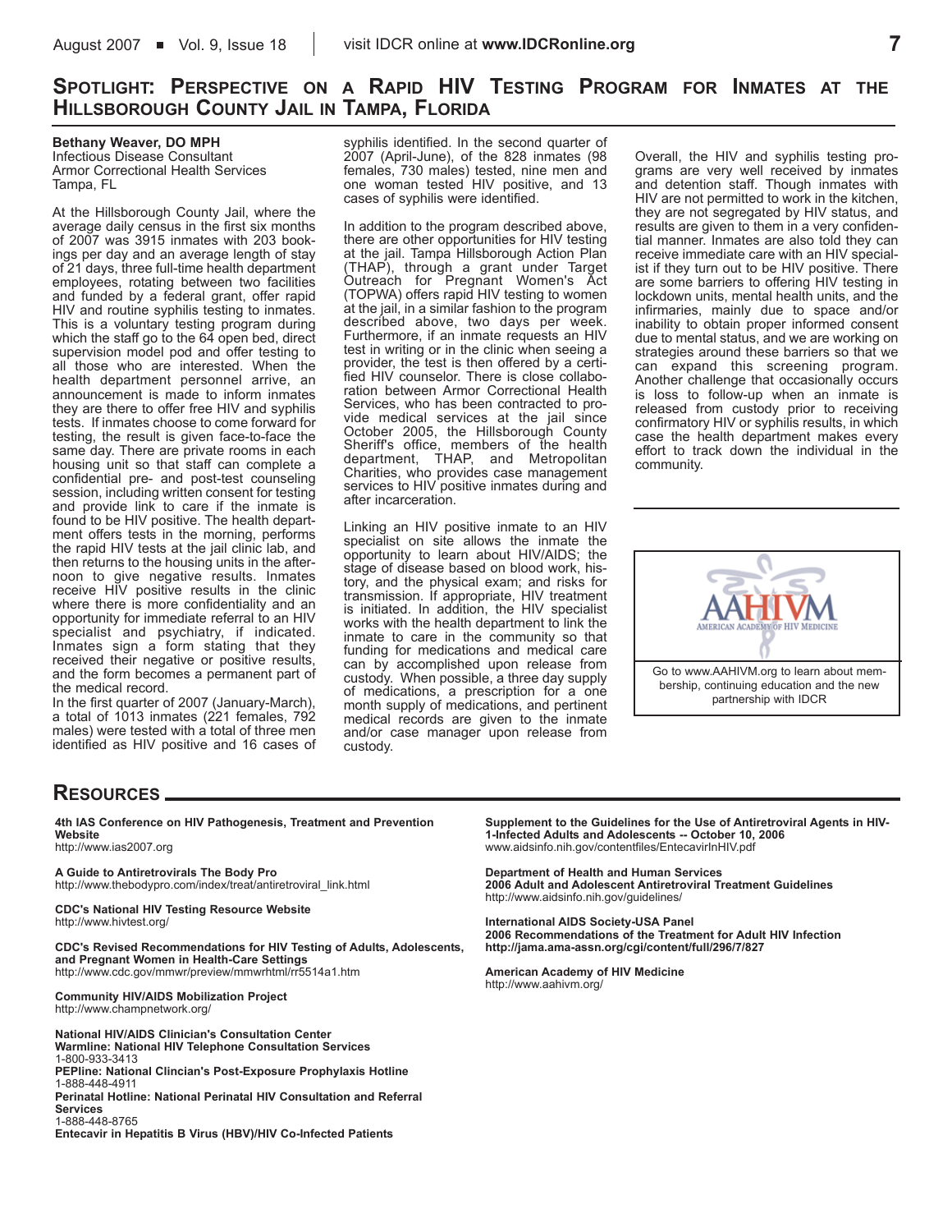## Spotlight: Perspective on a Rapid HIV Testing Program for Inmates at the Hillsborough County Jail in Tampa, Florida

**Bethany Weaver, DO MPH**
Infectious Disease Consultant
Armor Correctional Health Services
Tampa, FL

At the Hillsborough County Jail, where the average daily census in the first six months of 2007 was 3915 inmates with 203 bookings per day and an average length of stay of 21 days, three full-time health department employees, rotating between two facilities and funded by a federal grant, offer rapid HIV and routine syphilis testing to inmates. This is a voluntary testing program during which the staff go to the 64 open bed, direct supervision model pod and offer testing to all those who are interested. When the health department personnel arrive, an announcement is made to inform inmates they are there to offer free HIV and syphilis tests. If inmates choose to come forward for testing, the result is given face-to-face the same day. There are private rooms in each housing unit so that staff can complete a confidential pre- and post-test counseling session, including written consent for testing and provide link to care if the inmate is found to be HIV positive. The health department offers tests in the morning, performs the rapid HIV tests at the jail clinic lab, and then returns to the housing units in the afternoon to give negative results. Inmates receive HIV positive results in the clinic where there is more confidentiality and an opportunity for immediate referral to an HIV specialist and psychiatry, if indicated. Inmates sign a form stating that they received their negative or positive results, and the form becomes a permanent part of the medical record.

In the first quarter of 2007 (January-March), a total of 1013 inmates (221 females, 792 males) were tested with a total of three men identified as HIV positive and 16 cases of syphilis identified. In the second quarter of 2007 (April-June), of the 828 inmates (98 females, 730 males) tested, nine men and one woman tested HIV positive, and 13 cases of syphilis were identified.

In addition to the program described above, there are other opportunities for HIV testing at the jail. Tampa Hillsborough Action Plan (THAP), through a grant under Target Outreach for Pregnant Women's Act (TOPWA) offers rapid HIV testing to women at the jail, in a similar fashion to the program described above, two days per week. Furthermore, if an inmate requests an HIV test in writing or in the clinic when seeing a provider, the test is then offered by a certified HIV counselor. There is close collaboration between Armor Correctional Health Services, who has been contracted to provide medical services at the jail since October 2005, the Hillsborough County Sheriff's office, members of the health department, THAP, and Metropolitan Charities, who provides case management services to HIV positive inmates during and after incarceration.

Linking an HIV positive inmate to an HIV specialist on site allows the inmate the opportunity to learn about HIV/AIDS; the stage of disease based on blood work, history, and the physical exam; and risks for transmission. If appropriate, HIV treatment is initiated. In addition, the HIV specialist works with the health department to link the inmate to care in the community so that funding for medications and medical care can by accomplished upon release from custody. When possible, a three day supply of medications, a prescription for a one month supply of medications, and pertinent medical records are given to the inmate and/or case manager upon release from custody.

Overall, the HIV and syphilis testing programs are very well received by inmates and detention staff. Though inmates with HIV are not permitted to work in the kitchen, they are not segregated by HIV status, and results are given to them in a very confidential manner. Inmates are also told they can receive immediate care with an HIV specialist if they turn out to be HIV positive. There are some barriers to offering HIV testing in lockdown units, mental health units, and the infirmaries, mainly due to space and/or inability to obtain proper informed consent due to mental status, and we are working on strategies around these barriers so that we can expand this screening program. Another challenge that occasionally occurs is loss to follow-up when an inmate is released from custody prior to receiving confirmatory HIV or syphilis results, in which case the health department makes every effort to track down the individual in the community.

AAHIVM — American Academy of HIV Medicine

Go to www.AAHIVM.org to learn about membership, continuing education and the new partnership with IDCR

## Resources

**4th IAS Conference on HIV Pathogenesis, Treatment and Prevention Website**
http://www.ias2007.org

**A Guide to Antiretrovirals The Body Pro**
http://www.thebodypro.com/index/treat/antiretroviral_link.html

**CDC's National HIV Testing Resource Website**
http://www.hivtest.org/

**CDC's Revised Recommendations for HIV Testing of Adults, Adolescents, and Pregnant Women in Health-Care Settings**
http://www.cdc.gov/mmwr/preview/mmwrhtml/rr5514a1.htm

**Community HIV/AIDS Mobilization Project**
http://www.champnetwork.org/

**National HIV/AIDS Clinician's Consultation Center**
**Warmline: National HIV Telephone Consultation Services**
1-800-933-3413
**PEPline: National Clincian's Post-Exposure Prophylaxis Hotline**
1-888-448-4911
**Perinatal Hotline: National Perinatal HIV Consultation and Referral Services**
1-888-448-8765
**Entecavir in Hepatitis B Virus (HBV)/HIV Co-Infected Patients**

**Supplement to the Guidelines for the Use of Antiretroviral Agents in HIV-1-Infected Adults and Adolescents -- October 10, 2006**
www.aidsinfo.nih.gov/contentfiles/EntecavirInHIV.pdf

**Department of Health and Human Services**
**2006 Adult and Adolescent Antiretroviral Treatment Guidelines**
http://www.aidsinfo.nih.gov/guidelines/

**International AIDS Society-USA Panel**
**2006 Recommendations of the Treatment for Adult HIV Infection**
**http://jama.ama-assn.org/cgi/content/full/296/7/827**

**American Academy of HIV Medicine**
http://www.aahivm.org/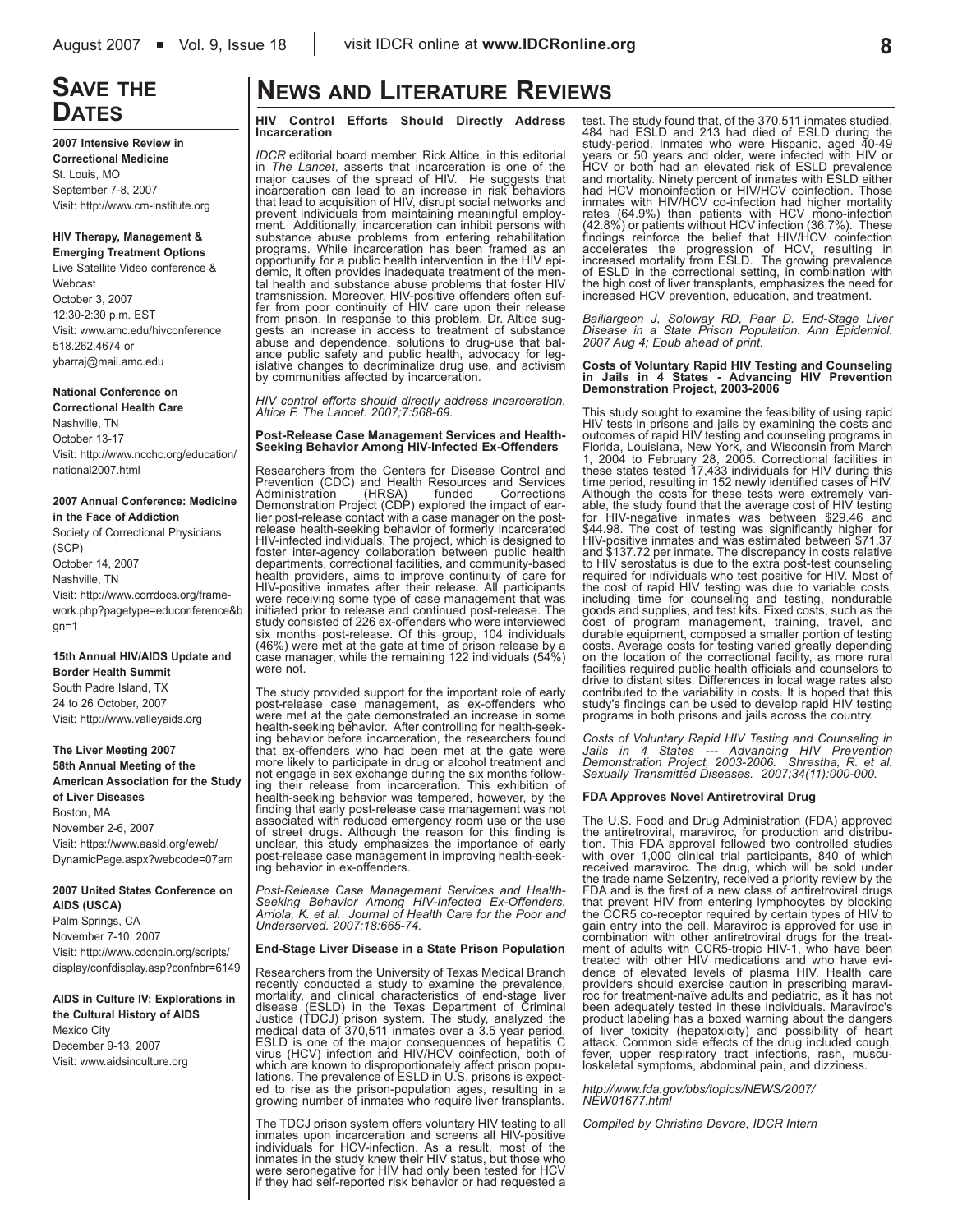# SAVE THE DATES

**2007 Intensive Review in Correctional Medicine**
St. Louis, MO
September 7-8, 2007
Visit: http://www.cm-institute.org

**HIV Therapy, Management & Emerging Treatment Options**
Live Satellite Video conference & Webcast
October 3, 2007
12:30-2:30 p.m. EST
Visit: www.amc.edu/hivconference
518.262.4674 or
ybarraj@mail.amc.edu

**National Conference on Correctional Health Care**
Nashville, TN
October 13-17
Visit: http://www.ncchc.org/education/national2007.html

**2007 Annual Conference: Medicine in the Face of Addiction**
Society of Correctional Physicians (SCP)
October 14, 2007
Nashville, TN
Visit: http://www.corrdocs.org/framework.php?pagetype=educonference&bgn=1

**15th Annual HIV/AIDS Update and Border Health Summit**
South Padre Island, TX
24 to 26 October, 2007
Visit: http://www.valleyaids.org

**The Liver Meeting 2007**
**58th Annual Meeting of the American Association for the Study of Liver Diseases**
Boston, MA
November 2-6, 2007
Visit: https://www.aasld.org/eweb/DynamicPage.aspx?webcode=07am

**2007 United States Conference on AIDS (USCA)**
Palm Springs, CA
November 7-10, 2007
Visit: http://www.cdcnpin.org/scripts/display/confdisplay.asp?confnbr=6149

**AIDS in Culture IV: Explorations in the Cultural History of AIDS**
Mexico City
December 9-13, 2007
Visit: www.aidsinculture.org

# NEWS AND LITERATURE REVIEWS

### HIV Control Efforts Should Directly Address Incarceration

*IDCR* editorial board member, Rick Altice, in this editorial in *The Lancet*, asserts that incarceration is one of the major causes of the spread of HIV. He suggests that incarceration can lead to an increase in risk behaviors that lead to acquisition of HIV, disrupt social networks and prevent individuals from maintaining meaningful employment. Additionally, incarceration can inhibit persons with substance abuse problems from entering rehabilitation programs. While incarceration has been framed as an opportunity for a public health intervention in the HIV epidemic, it often provides inadequate treatment of the mental health and substance abuse problems that foster HIV tramsnission. Moreover, HIV-positive offenders often suffer from poor continuity of HIV care upon their release from prison. In response to this problem, Dr. Altice suggests an increase in access to treatment of substance abuse and dependence, solutions to drug-use that balance public safety and public health, advocacy for legislative changes to decriminalize drug use, and activism by communities affected by incarceration.

*HIV control efforts should directly address incarceration. Altice F. The Lancet. 2007;7:568-69.*

### Post-Release Case Management Services and Health-Seeking Behavior Among HIV-Infected Ex-Offenders

Researchers from the Centers for Disease Control and Prevention (CDC) and Health Resources and Services Administration (HRSA) funded Corrections Demonstration Project (CDP) explored the impact of earlier post-release contact with a case manager on the post-release health-seeking behavior of formerly incarcerated HIV-infected individuals. The project, which is designed to foster inter-agency collaboration between public health departments, correctional facilities, and community-based health providers, aims to improve continuity of care for HIV-positive inmates after their release. All participants were receiving some type of case management that was initiated prior to release and continued post-release. The study consisted of 226 ex-offenders who were interviewed six months post-release. Of this group, 104 individuals (46%) were met at the gate at time of prison release by a case manager, while the remaining 122 individuals (54%) were not.

The study provided support for the important role of early post-release case management, as ex-offenders who were met at the gate demonstrated an increase in some health-seeking behavior. After controlling for health-seeking behavior before incarceration, the researchers found that ex-offenders who had been met at the gate were more likely to participate in drug or alcohol treatment and not engage in sex exchange during the six months following their release from incarceration. This exhibition of health-seeking behavior was tempered, however, by the finding that early post-release case management was not associated with reduced emergency room use or the use of street drugs. Although the reason for this finding is unclear, this study emphasizes the importance of early post-release case management in improving health-seeking behavior in ex-offenders.

*Post-Release Case Management Services and Health-Seeking Behavior Among HIV-Infected Ex-Offenders. Arriola, K. et al. Journal of Health Care for the Poor and Underserved. 2007;18:665-74.*

### End-Stage Liver Disease in a State Prison Population

Researchers from the University of Texas Medical Branch recently conducted a study to examine the prevalence, mortality, and clinical characteristics of end-stage liver disease (ESLD) in the Texas Department of Criminal Justice (TDCJ) prison system. The study, analyzed the medical data of 370,511 inmates over a 3.5 year period. ESLD is one of the major consequences of hepatitis C virus (HCV) infection and HIV/HCV coinfection, both of which are known to disproportionately affect prison populations. The prevalence of ESLD in U.S. prisons is expected to rise as the prison-population ages, resulting in a growing number of inmates who require liver transplants.

The TDCJ prison system offers voluntary HIV testing to all inmates upon incarceration and screens all HIV-positive individuals for HCV-infection. As a result, most of the inmates in the study knew their HIV status, but those who were seronegative for HIV had only been tested for HCV if they had self-reported risk behavior or had requested a test. The study found that, of the 370,511 inmates studied, 484 had ESLD and 213 had died of ESLD during the study-period. Inmates who were Hispanic, aged 40-49 years or 50 years and older, were infected with HIV or HCV or both had an elevated risk of ESLD prevalence and mortality. Ninety percent of inmates with ESLD either had HCV monoinfection or HIV/HCV coinfection. Those inmates with HIV/HCV co-infection had higher mortality rates (64.9%) than patients with HCV mono-infection (42.8%) or patients without HCV infection (36.7%). These findings reinforce the belief that HIV/HCV coinfection accelerates the progression of HCV, resulting in increased mortality from ESLD. The growing prevalence of ESLD in the correctional setting, in combination with the high cost of liver transplants, emphasizes the need for increased HCV prevention, education, and treatment.

*Baillargeon J, Soloway RD, Paar D. End-Stage Liver Disease in a State Prison Population. Ann Epidemiol. 2007 Aug 4; Epub ahead of print.*

### Costs of Voluntary Rapid HIV Testing and Counseling in Jails in 4 States - Advancing HIV Prevention Demonstration Project, 2003-2006

This study sought to examine the feasibility of using rapid HIV tests in prisons and jails by examining the costs and outcomes of rapid HIV testing and counseling programs in Florida, Louisiana, New York, and Wisconsin from March 1, 2004 to February 28, 2005. Correctional facilities in these states tested 17,433 individuals for HIV during this time period, resulting in 152 newly identified cases of HIV. Although the costs for these tests were extremely variable, the study found that the average cost of HIV testing for HIV-negative inmates was between $29.46 and $44.98. The cost of testing was significantly higher for HIV-positive inmates and was estimated between $71.37 and $137.72 per inmate. The discrepancy in costs relative to HIV serostatus is due to the extra post-test counseling required for individuals who test positive for HIV. Most of the cost of rapid HIV testing was due to variable costs, including time for counseling and testing, nondurable goods and supplies, and test kits. Fixed costs, such as the cost of program management, training, travel, and durable equipment, composed a smaller portion of testing costs. Average costs for testing varied greatly depending on the location of the correctional facility, as more rural facilities required public health officials and counselors to drive to distant sites. Differences in local wage rates also contributed to the variability in costs. It is hoped that this study's findings can be used to develop rapid HIV testing programs in both prisons and jails across the country.

*Costs of Voluntary Rapid HIV Testing and Counseling in Jails in 4 States --- Advancing HIV Prevention Demonstration Project, 2003-2006. Shrestha, R. et al. Sexually Transmitted Diseases. 2007;34(11):000-000.*

### FDA Approves Novel Antiretroviral Drug

The U.S. Food and Drug Administration (FDA) approved the antiretroviral, maraviroc, for production and distribution. This FDA approval followed two controlled studies with over 1,000 clinical trial participants, 840 of which received maraviroc. The drug, which will be sold under the trade name Selzentry, received a priority review by the FDA and is the first of a new class of antiretroviral drugs that prevent HIV from entering lymphocytes by blocking the CCR5 co-receptor required by certain types of HIV to gain entry into the cell. Maraviroc is approved for use in combination with other antiretroviral drugs for the treatment of adults with CCR5-tropic HIV-1, who have been treated with other HIV medications and who have evidence of elevated levels of plasma HIV. Health care providers should exercise caution in prescribing maraviroc for treatment-naïve adults and pediatric, as it has not been adequately tested in these individuals. Maraviroc's product labeling has a boxed warning about the dangers of liver toxicity (hepatoxicity) and possibility of heart attack. Common side effects of the drug included cough, fever, upper respiratory tract infections, rash, musculoskeletal symptoms, abdominal pain, and dizziness.

*http://www.fda.gov/bbs/topics/NEWS/2007/NEW01677.html*

*Compiled by Christine Devore, IDCR Intern*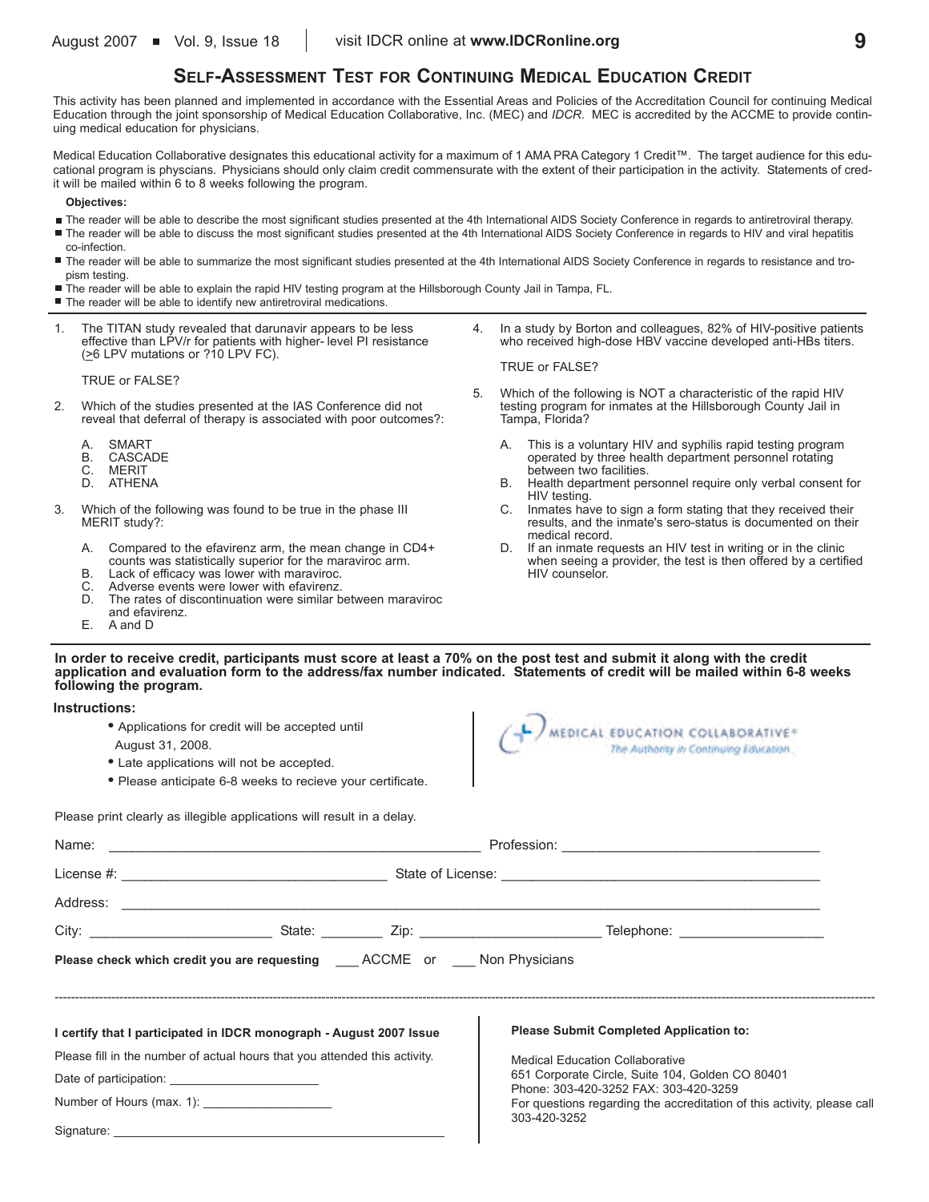# Self-Assessment Test for Continuing Medical Education Credit

This activity has been planned and implemented in accordance with the Essential Areas and Policies of the Accreditation Council for continuing Medical Education through the joint sponsorship of Medical Education Collaborative, Inc. (MEC) and *IDCR*. MEC is accredited by the ACCME to provide continuing medical education for physicians.

Medical Education Collaborative designates this educational activity for a maximum of 1 AMA PRA Category 1 Credit™. The target audience for this educational program is physcians. Physicians should only claim credit commensurate with the extent of their participation in the activity. Statements of credit will be mailed within 6 to 8 weeks following the program.

**Objectives:**

- The reader will be able to describe the most significant studies presented at the 4th International AIDS Society Conference in regards to antiretroviral therapy.
- The reader will be able to discuss the most significant studies presented at the 4th International AIDS Society Conference in regards to HIV and viral hepatitis co-infection.
- The reader will be able to summarize the most significant studies presented at the 4th International AIDS Society Conference in regards to resistance and tropism testing.
- The reader will be able to explain the rapid HIV testing program at the Hillsborough County Jail in Tampa, FL.
- The reader will be able to identify new antiretroviral medications.

1. The TITAN study revealed that darunavir appears to be less effective than LPV/r for patients with higher- level PI resistance (≥6 LPV mutations or ?10 LPV FC).

   TRUE or FALSE?

2. Which of the studies presented at the IAS Conference did not reveal that deferral of therapy is associated with poor outcomes?:

   A. SMART
   B. CASCADE
   C. MERIT
   D. ATHENA

3. Which of the following was found to be true in the phase III MERIT study?:

   A. Compared to the efavirenz arm, the mean change in CD4+ counts was statistically superior for the maraviroc arm.
   B. Lack of efficacy was lower with maraviroc.
   C. Adverse events were lower with efavirenz.
   D. The rates of discontinuation were similar between maraviroc and efavirenz.
   E. A and D

4. In a study by Borton and colleagues, 82% of HIV-positive patients who received high-dose HBV vaccine developed anti-HBs titers.

   TRUE or FALSE?

5. Which of the following is NOT a characteristic of the rapid HIV testing program for inmates at the Hillsborough County Jail in Tampa, Florida?

   A. This is a voluntary HIV and syphilis rapid testing program operated by three health department personnel rotating between two facilities.
   B. Health department personnel require only verbal consent for HIV testing.
   C. Inmates have to sign a form stating that they received their results, and the inmate's sero-status is documented on their medical record.
   D. If an inmate requests an HIV test in writing or in the clinic when seeing a provider, the test is then offered by a certified HIV counselor.

**In order to receive credit, participants must score at least a 70% on the post test and submit it along with the credit application and evaluation form to the address/fax number indicated. Statements of credit will be mailed within 6-8 weeks following the program.**

**Instructions:**

- Applications for credit will be accepted until August 31, 2008.
- Late applications will not be accepted.
- Please anticipate 6-8 weeks to recieve your certificate.

MEDICAL EDUCATION COLLABORATIVE® *The Authority in Continuing Education*

Please print clearly as illegible applications will result in a delay.

Name: ______________________________ Profession: ______________________________

License #: ______________________________ State of License: ______________________________

Address: ____________________________________________________________

City: ____________________ State: ________ Zip: ____________________ Telephone: ____________________

**Please check which credit you are requesting** ___ ACCME or ___ Non Physicians

---

**I certify that I participated in IDCR monograph - August 2007 Issue**

Please fill in the number of actual hours that you attended this activity.

Date of participation: ____________________

Number of Hours (max. 1): ____________________

Signature: ______________________________

**Please Submit Completed Application to:**

Medical Education Collaborative
651 Corporate Circle, Suite 104, Golden CO 80401
Phone: 303-420-3252 FAX: 303-420-3259
For questions regarding the accreditation of this activity, please call 303-420-3252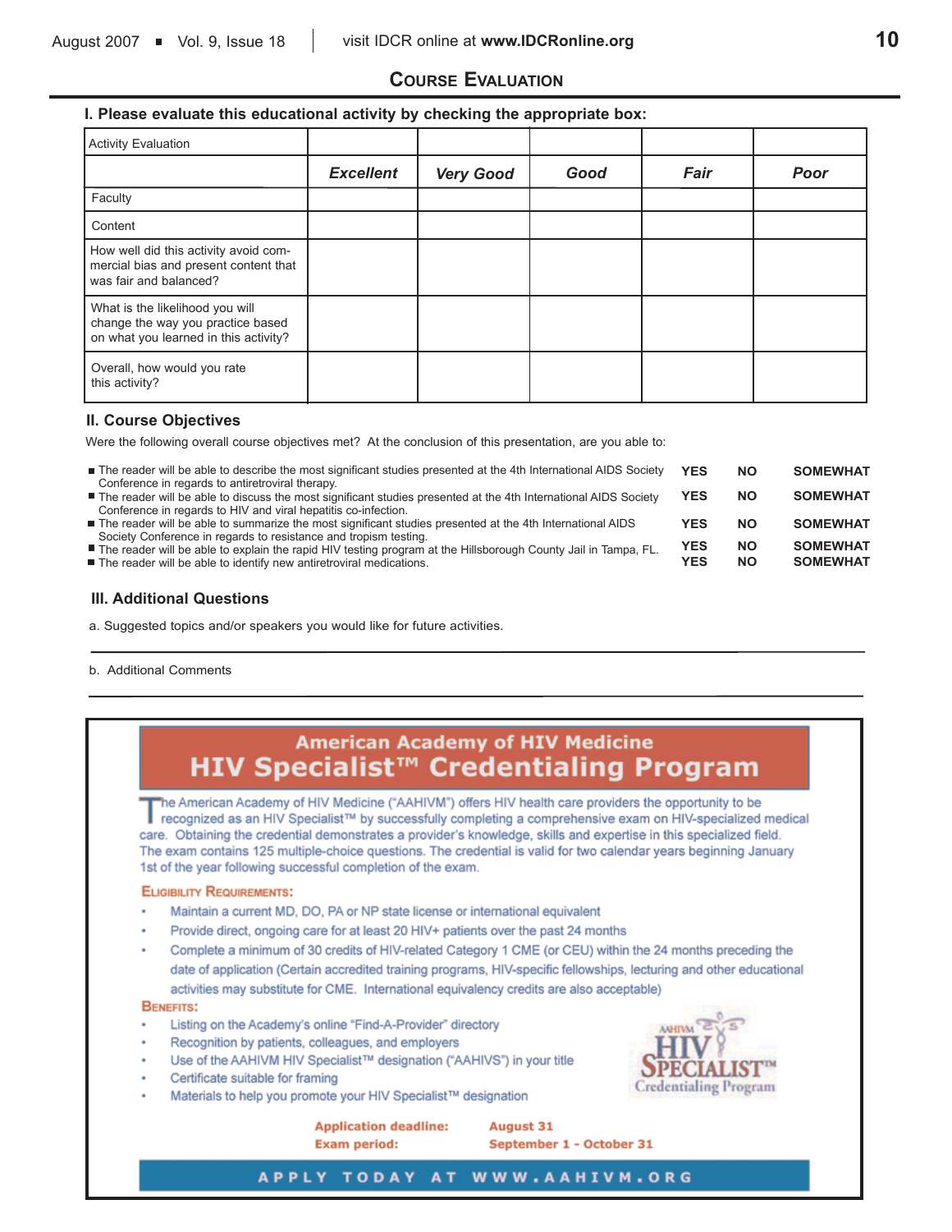## Course Evaluation

### I. Please evaluate this educational activity by checking the appropriate box:

| Activity Evaluation | | | | | |
|---|---|---|---|---|---|
| | ***Excellent*** | ***Very Good*** | ***Good*** | ***Fair*** | ***Poor*** |
| Faculty | | | | | |
| Content | | | | | |
| How well did this activity avoid commercial bias and present content that was fair and balanced? | | | | | |
| What is the likelihood you will change the way you practice based on what you learned in this activity? | | | | | |
| Overall, how would you rate this activity? | | | | | |

### II. Course Objectives

Were the following overall course objectives met? At the conclusion of this presentation, are you able to:

- The reader will be able to describe the most significant studies presented at the 4th International AIDS Society Conference in regards to antiretroviral therapy. **YES NO SOMEWHAT**
- The reader will be able to discuss the most significant studies presented at the 4th International AIDS Society Conference in regards to HIV and viral hepatitis co-infection. **YES NO SOMEWHAT**
- The reader will be able to summarize the most significant studies presented at the 4th International AIDS Society Conference in regards to resistance and tropism testing. **YES NO SOMEWHAT**
- The reader will be able to explain the rapid HIV testing program at the Hillsborough County Jail in Tampa, FL. **YES NO SOMEWHAT**
- The reader will be able to identify new antiretroviral medications. **YES NO SOMEWHAT**

### III. Additional Questions

a. Suggested topics and/or speakers you would like for future activities.

b. Additional Comments

---

## American Academy of HIV Medicine
## HIV Specialist™ Credentialing Program

The American Academy of HIV Medicine ("AAHIVM") offers HIV health care providers the opportunity to be recognized as an HIV Specialist™ by successfully completing a comprehensive exam on HIV-specialized medical care. Obtaining the credential demonstrates a provider's knowledge, skills and expertise in this specialized field. The exam contains 125 multiple-choice questions. The credential is valid for two calendar years beginning January 1st of the year following successful completion of the exam.

**Eligibility Requirements:**

- Maintain a current MD, DO, PA or NP state license or international equivalent
- Provide direct, ongoing care for at least 20 HIV+ patients over the past 24 months
- Complete a minimum of 30 credits of HIV-related Category 1 CME (or CEU) within the 24 months preceding the date of application (Certain accredited training programs, HIV-specific fellowships, lecturing and other educational activities may substitute for CME. International equivalency credits are also acceptable)

**Benefits:**

- Listing on the Academy's online "Find-A-Provider" directory
- Recognition by patients, colleagues, and employers
- Use of the AAHIVM HIV Specialist™ designation ("AAHIVS") in your title
- Certificate suitable for framing
- Materials to help you promote your HIV Specialist™ designation

AAHIVM HIV SPECIALIST™ Credentialing Program

**Application deadline:** August 31
**Exam period:** September 1 - October 31

**APPLY TODAY AT WWW.AAHIVM.ORG**